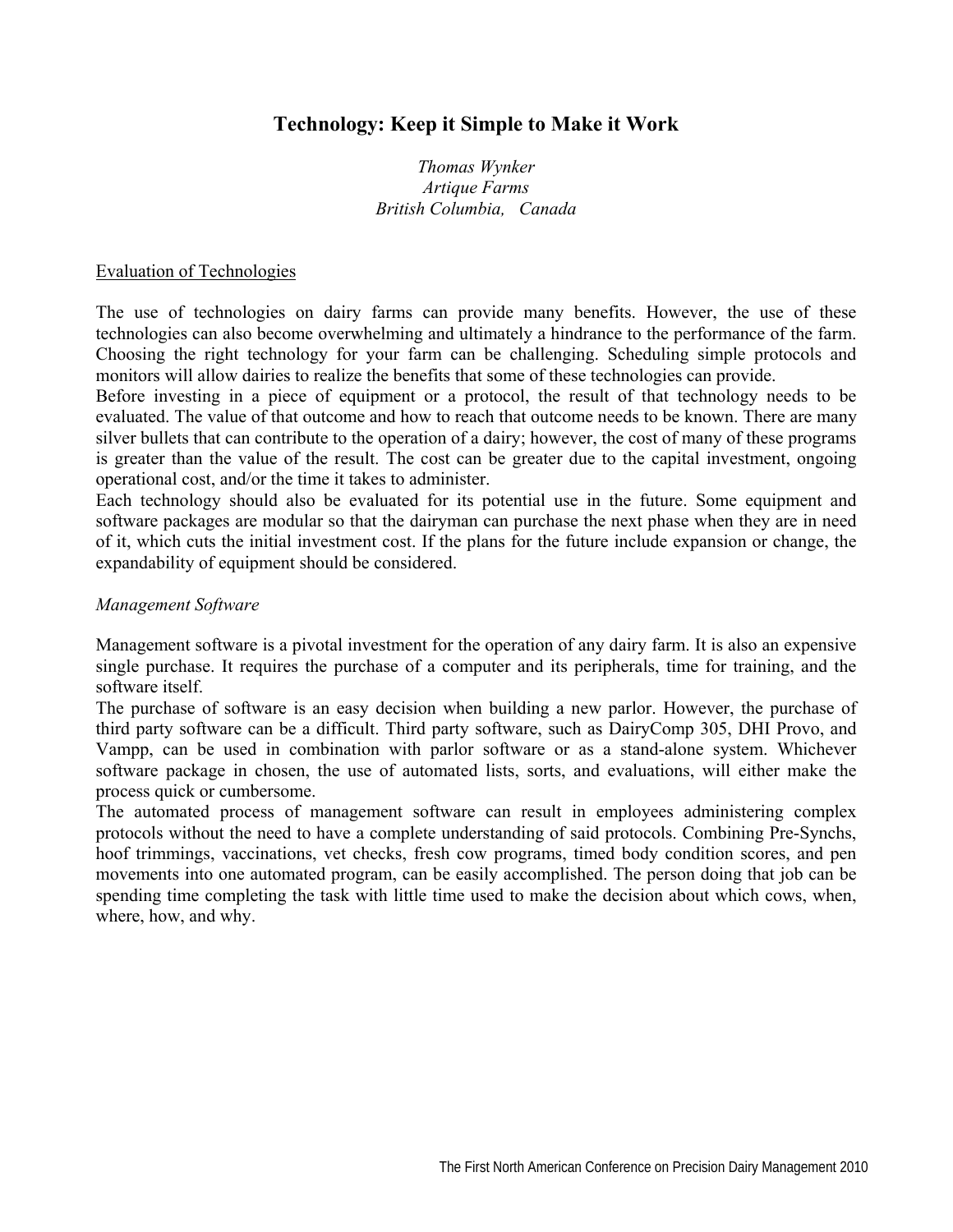# Technology: Keep it Simple to Make it Work

*Thomas Wynker*
*Artique Farms*
*British Columbia, Canada*

## Evaluation of Technologies

The use of technologies on dairy farms can provide many benefits. However, the use of these technologies can also become overwhelming and ultimately a hindrance to the performance of the farm. Choosing the right technology for your farm can be challenging. Scheduling simple protocols and monitors will allow dairies to realize the benefits that some of these technologies can provide.

Before investing in a piece of equipment or a protocol, the result of that technology needs to be evaluated. The value of that outcome and how to reach that outcome needs to be known. There are many silver bullets that can contribute to the operation of a dairy; however, the cost of many of these programs is greater than the value of the result. The cost can be greater due to the capital investment, ongoing operational cost, and/or the time it takes to administer.

Each technology should also be evaluated for its potential use in the future. Some equipment and software packages are modular so that the dairyman can purchase the next phase when they are in need of it, which cuts the initial investment cost. If the plans for the future include expansion or change, the expandability of equipment should be considered.

### *Management Software*

Management software is a pivotal investment for the operation of any dairy farm. It is also an expensive single purchase. It requires the purchase of a computer and its peripherals, time for training, and the software itself.

The purchase of software is an easy decision when building a new parlor. However, the purchase of third party software can be a difficult. Third party software, such as DairyComp 305, DHI Provo, and Vampp, can be used in combination with parlor software or as a stand-alone system. Whichever software package in chosen, the use of automated lists, sorts, and evaluations, will either make the process quick or cumbersome.

The automated process of management software can result in employees administering complex protocols without the need to have a complete understanding of said protocols. Combining Pre-Synchs, hoof trimmings, vaccinations, vet checks, fresh cow programs, timed body condition scores, and pen movements into one automated program, can be easily accomplished. The person doing that job can be spending time completing the task with little time used to make the decision about which cows, when, where, how, and why.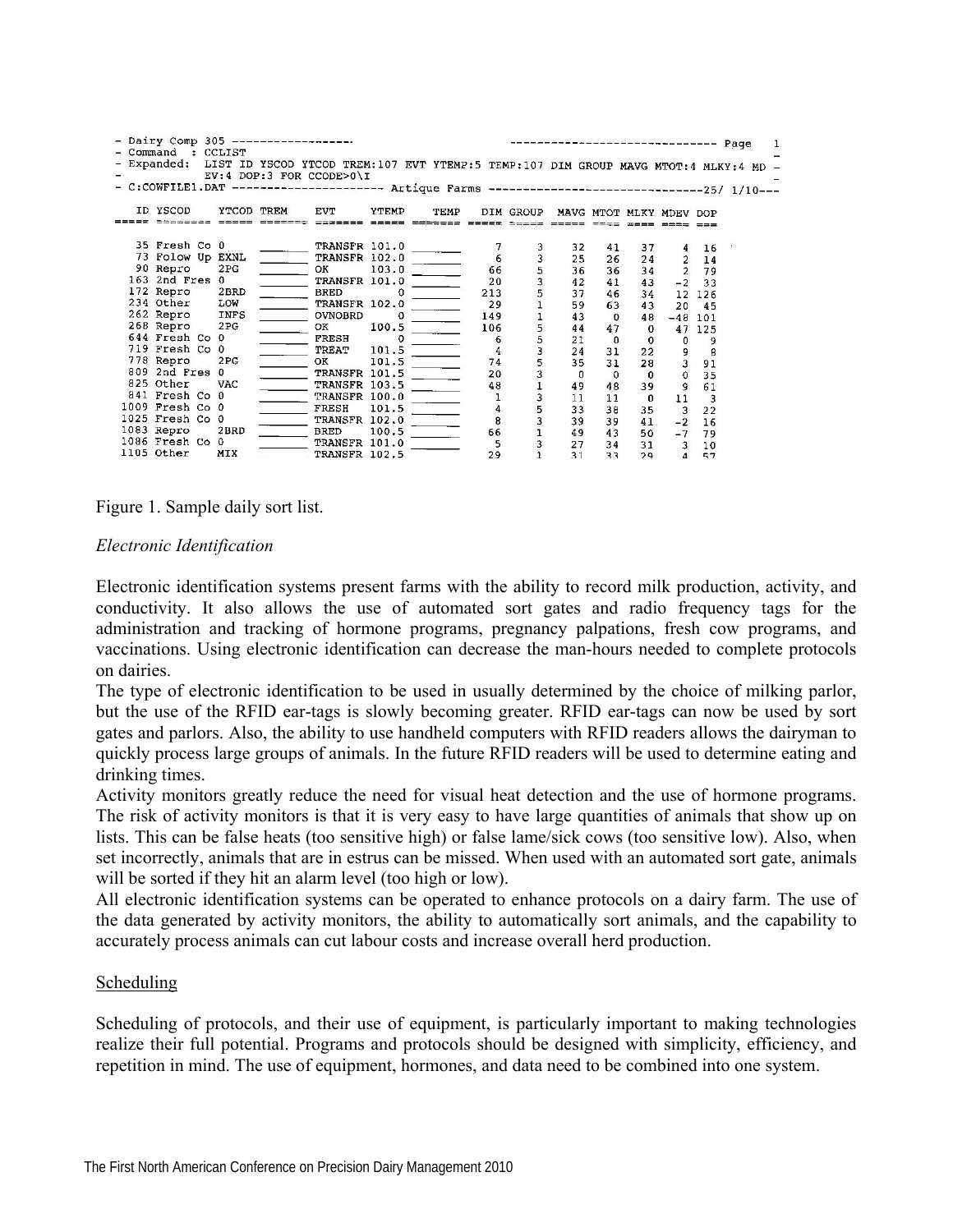```
- Dairy Comp 305 ------------------                              ------------------------------ Page   1
- Command   : CCLIST                                                                                    -
- Expanded:  LIST ID YSCOD YTCOD TREM:107 EVT YTEMP:5 TEMP:107 DIM GROUP MAVG MTOT:4 MLKY:4 MD -
-            EV:4 DOP:3 FOR CCODE>0\I                                                                   -
- C:COWFILE1.DAT ---------------------- Artique Farms ------------------------------25/ 1/10---

   ID YSCOD     YTCOD TREM     EVT     YTEMP   TEMP    DIM GROUP  MAVG MTOT MLKY MDEV DOP
===== ======== ===== ======= ======= ===== ======= ===== ===== ===== ==== ==== ==== ===

   35 Fresh Co 0     _______ TRANSFR 101.0 _______     7     3    32   41   37    4  16
   73 Folow Up EXNL  _______ TRANSFR 102.0 _______     6     3    25   26   24    2  14
   90 Repro    2PG   _______ OK      103.0 _______    66     5    36   36   34    2  79
  163 2nd Fres 0     _______ TRANSFR 101.0 _______    20     3    42   41   43   -2  33
  172 Repro    2BRD  _______ BRED        0 _______   213     5    37   46   34   12 126
  234 Other    LOW   _______ TRANSFR 102.0 _______    29     1    59   63   43   20  45
  262 Repro    INFS  _______ OVNOBRD     0 _______   149     1    43    0   48  -48 101
  268 Repro    2PG   _______ OK      100.5 _______   106     5    44   47    0   47 125
  644 Fresh Co 0     _______ FRESH       0 _______     6     5    21    0    0    0   9
  719 Fresh Co 0     _______ TREAT   101.5 _______     4     3    24   31   22    9   8
  778 Repro    2PG   _______ OK      101.5 _______    74     5    35   31   28    3  91
  809 2nd Fres 0     _______ TRANSFR 101.5 _______    20     3     0    0    0    0  35
  825 Other    VAC   _______ TRANSFR 103.5 _______    48     1    49   48   39    9  61
  841 Fresh Co 0     _______ TRANSFR 100.0 _______     1     3    11   11    0   11   3
 1009 Fresh Co 0     _______ FRESH   101.5 _______     4     5    33   38   35    3  22
 1025 Fresh Co 0     _______ TRANSFR 102.0 _______     8     3    39   39   41   -2  16
 1083 Repro    2BRD  _______ BRED    100.5 _______    66     1    49   43   50   -7  79
 1086 Fresh Co 0     _______ TRANSFR 101.0 _______     5     3    27   34   31    3  10
 1105 Other    MIX   _______ TRANSFR 102.5 _______    29     1    31   33   29    4  57
```

Figure 1. Sample daily sort list.

*Electronic Identification*

Electronic identification systems present farms with the ability to record milk production, activity, and conductivity. It also allows the use of automated sort gates and radio frequency tags for the administration and tracking of hormone programs, pregnancy palpations, fresh cow programs, and vaccinations. Using electronic identification can decrease the man-hours needed to complete protocols on dairies.

The type of electronic identification to be used in usually determined by the choice of milking parlor, but the use of the RFID ear-tags is slowly becoming greater. RFID ear-tags can now be used by sort gates and parlors. Also, the ability to use handheld computers with RFID readers allows the dairyman to quickly process large groups of animals. In the future RFID readers will be used to determine eating and drinking times.

Activity monitors greatly reduce the need for visual heat detection and the use of hormone programs. The risk of activity monitors is that it is very easy to have large quantities of animals that show up on lists. This can be false heats (too sensitive high) or false lame/sick cows (too sensitive low). Also, when set incorrectly, animals that are in estrus can be missed. When used with an automated sort gate, animals will be sorted if they hit an alarm level (too high or low).

All electronic identification systems can be operated to enhance protocols on a dairy farm. The use of the data generated by activity monitors, the ability to automatically sort animals, and the capability to accurately process animals can cut labour costs and increase overall herd production.

<u>Scheduling</u>

Scheduling of protocols, and their use of equipment, is particularly important to making technologies realize their full potential. Programs and protocols should be designed with simplicity, efficiency, and repetition in mind. The use of equipment, hormones, and data need to be combined into one system.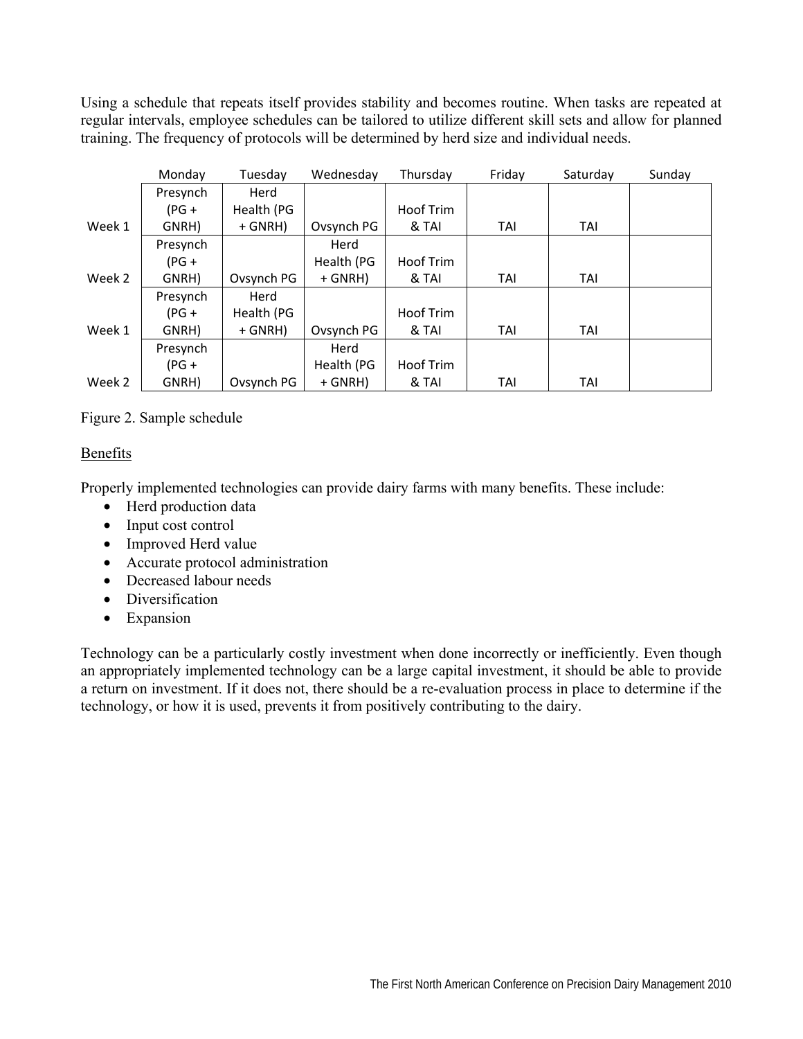Using a schedule that repeats itself provides stability and becomes routine. When tasks are repeated at regular intervals, employee schedules can be tailored to utilize different skill sets and allow for planned training. The frequency of protocols will be determined by herd size and individual needs.

| | Monday | Tuesday | Wednesday | Thursday | Friday | Saturday | Sunday |
|---|---|---|---|---|---|---|---|
| Week 1 | Presynch (PG + GNRH) | Herd Health (PG + GNRH) | Ovsynch PG | Hoof Trim & TAI | TAI | TAI | |
| Week 2 | Presynch (PG + GNRH) | Ovsynch PG | Herd Health (PG + GNRH) | Hoof Trim & TAI | TAI | TAI | |
| Week 1 | Presynch (PG + GNRH) | Herd Health (PG + GNRH) | Ovsynch PG | Hoof Trim & TAI | TAI | TAI | |
| Week 2 | Presynch (PG + GNRH) | Ovsynch PG | Herd Health (PG + GNRH) | Hoof Trim & TAI | TAI | TAI | |

Figure 2. Sample schedule

## Benefits

Properly implemented technologies can provide dairy farms with many benefits. These include:

- Herd production data
- Input cost control
- Improved Herd value
- Accurate protocol administration
- Decreased labour needs
- Diversification
- Expansion

Technology can be a particularly costly investment when done incorrectly or inefficiently. Even though an appropriately implemented technology can be a large capital investment, it should be able to provide a return on investment. If it does not, there should be a re-evaluation process in place to determine if the technology, or how it is used, prevents it from positively contributing to the dairy.